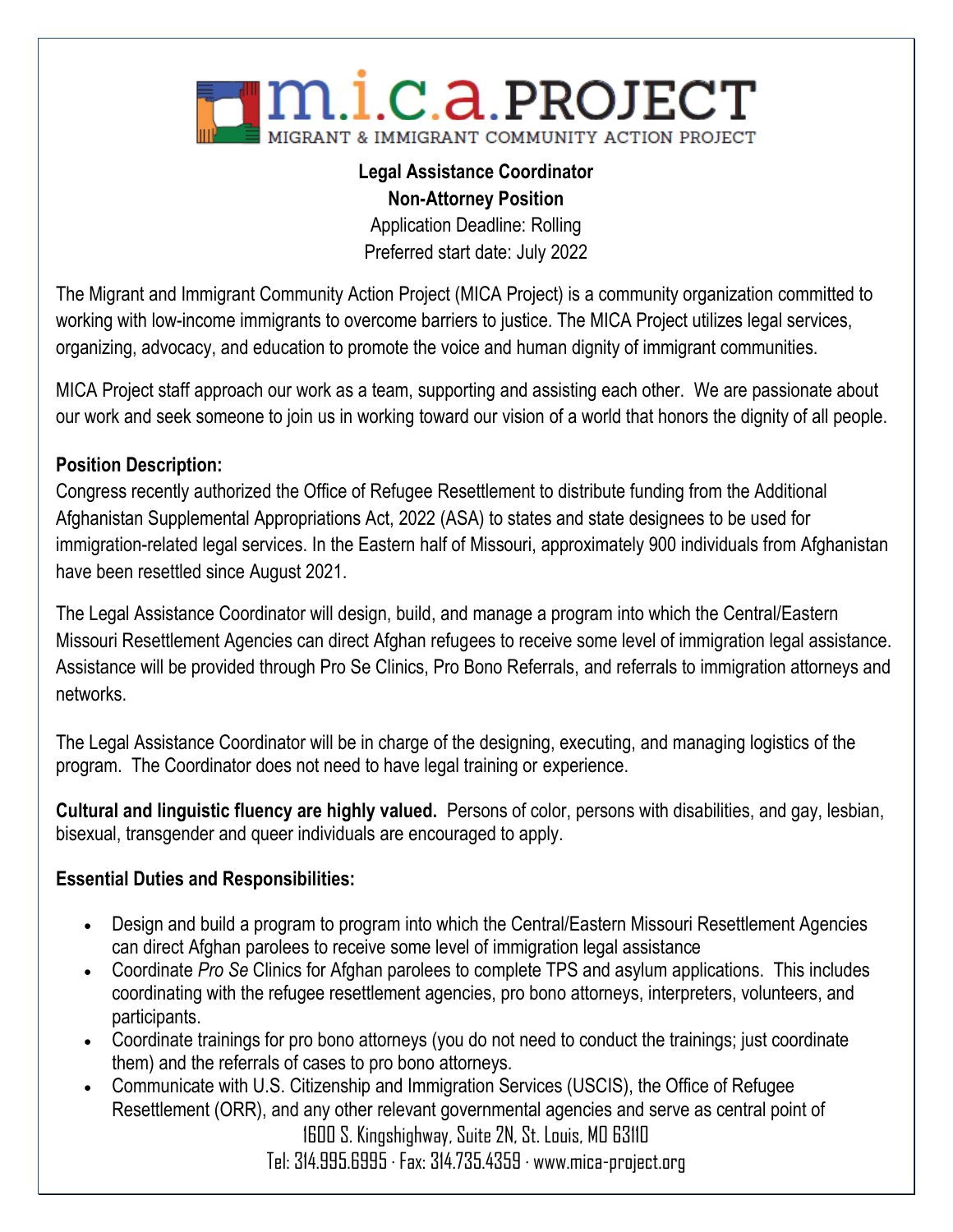# m.i.c.a. PROJECT

MIGRANT & IMMIGRANT COMMUNITY ACTION PROJECT

**Legal Assistance Coordinator**
**Non-Attorney Position**
Application Deadline: Rolling
Preferred start date: July 2022

The Migrant and Immigrant Community Action Project (MICA Project) is a community organization committed to working with low-income immigrants to overcome barriers to justice. The MICA Project utilizes legal services, organizing, advocacy, and education to promote the voice and human dignity of immigrant communities.

MICA Project staff approach our work as a team, supporting and assisting each other. We are passionate about our work and seek someone to join us in working toward our vision of a world that honors the dignity of all people.

**Position Description:**

Congress recently authorized the Office of Refugee Resettlement to distribute funding from the Additional Afghanistan Supplemental Appropriations Act, 2022 (ASA) to states and state designees to be used for immigration-related legal services. In the Eastern half of Missouri, approximately 900 individuals from Afghanistan have been resettled since August 2021.

The Legal Assistance Coordinator will design, build, and manage a program into which the Central/Eastern Missouri Resettlement Agencies can direct Afghan refugees to receive some level of immigration legal assistance. Assistance will be provided through Pro Se Clinics, Pro Bono Referrals, and referrals to immigration attorneys and networks.

The Legal Assistance Coordinator will be in charge of the designing, executing, and managing logistics of the program. The Coordinator does not need to have legal training or experience.

**Cultural and linguistic fluency are highly valued.** Persons of color, persons with disabilities, and gay, lesbian, bisexual, transgender and queer individuals are encouraged to apply.

**Essential Duties and Responsibilities:**

- Design and build a program to program into which the Central/Eastern Missouri Resettlement Agencies can direct Afghan parolees to receive some level of immigration legal assistance
- Coordinate *Pro Se* Clinics for Afghan parolees to complete TPS and asylum applications. This includes coordinating with the refugee resettlement agencies, pro bono attorneys, interpreters, volunteers, and participants.
- Coordinate trainings for pro bono attorneys (you do not need to conduct the trainings; just coordinate them) and the referrals of cases to pro bono attorneys.
- Communicate with U.S. Citizenship and Immigration Services (USCIS), the Office of Refugee Resettlement (ORR), and any other relevant governmental agencies and serve as central point of

1600 S. Kingshighway, Suite 2N, St. Louis, MO 63110
Tel: 314.995.6995 · Fax: 314.735.4359 · www.mica-project.org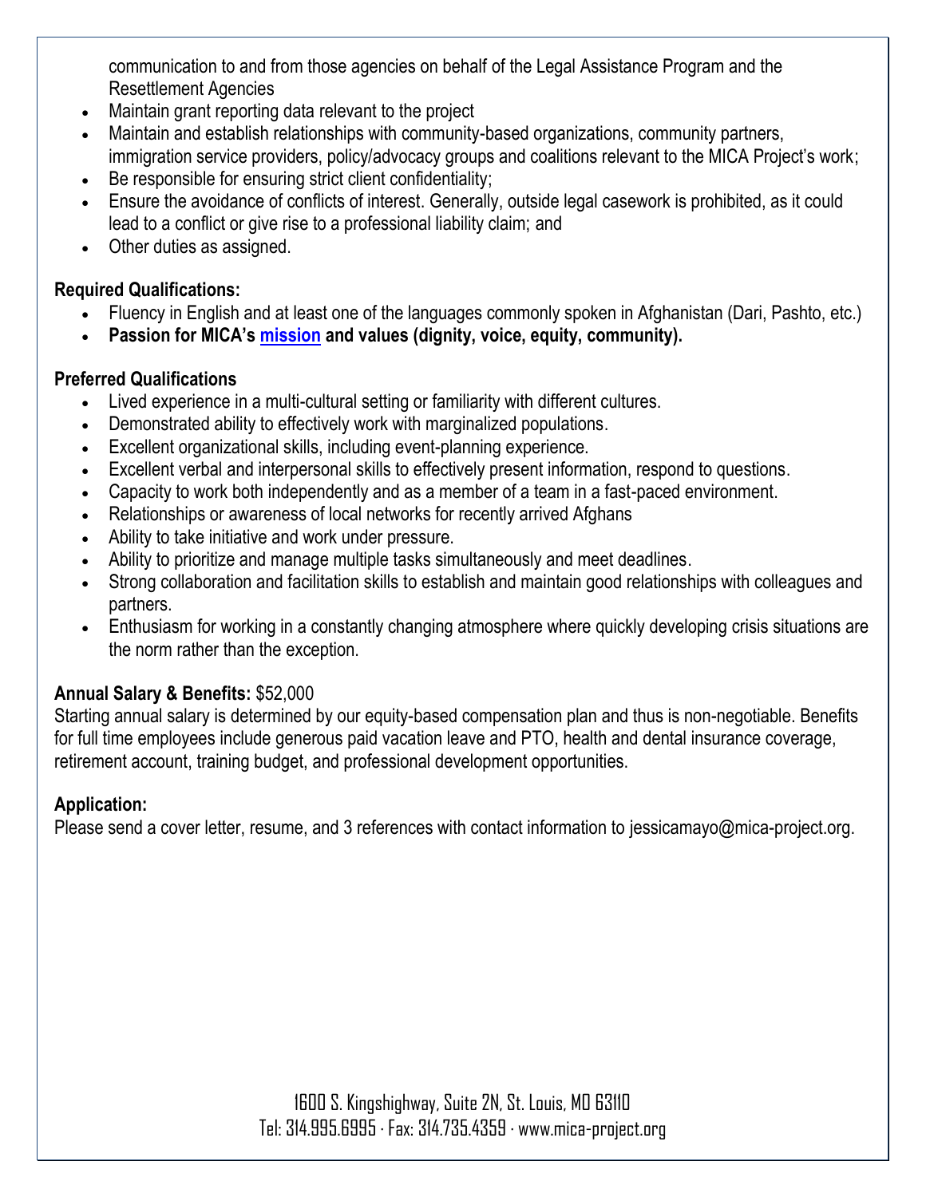communication to and from those agencies on behalf of the Legal Assistance Program and the Resettlement Agencies

- Maintain grant reporting data relevant to the project
- Maintain and establish relationships with community-based organizations, community partners, immigration service providers, policy/advocacy groups and coalitions relevant to the MICA Project's work;
- Be responsible for ensuring strict client confidentiality;
- Ensure the avoidance of conflicts of interest. Generally, outside legal casework is prohibited, as it could lead to a conflict or give rise to a professional liability claim; and
- Other duties as assigned.

**Required Qualifications:**

- Fluency in English and at least one of the languages commonly spoken in Afghanistan (Dari, Pashto, etc.)
- **Passion for MICA's mission and values (dignity, voice, equity, community).**

**Preferred Qualifications**

- Lived experience in a multi-cultural setting or familiarity with different cultures.
- Demonstrated ability to effectively work with marginalized populations.
- Excellent organizational skills, including event-planning experience.
- Excellent verbal and interpersonal skills to effectively present information, respond to questions.
- Capacity to work both independently and as a member of a team in a fast-paced environment.
- Relationships or awareness of local networks for recently arrived Afghans
- Ability to take initiative and work under pressure.
- Ability to prioritize and manage multiple tasks simultaneously and meet deadlines.
- Strong collaboration and facilitation skills to establish and maintain good relationships with colleagues and partners.
- Enthusiasm for working in a constantly changing atmosphere where quickly developing crisis situations are the norm rather than the exception.

**Annual Salary & Benefits:** $52,000

Starting annual salary is determined by our equity-based compensation plan and thus is non-negotiable. Benefits for full time employees include generous paid vacation leave and PTO, health and dental insurance coverage, retirement account, training budget, and professional development opportunities.

**Application:**

Please send a cover letter, resume, and 3 references with contact information to jessicamayo@mica-project.org.

1600 S. Kingshighway, Suite 2N, St. Louis, MO 63110
Tel: 314.995.6995 · Fax: 314.735.4359 · www.mica-project.org